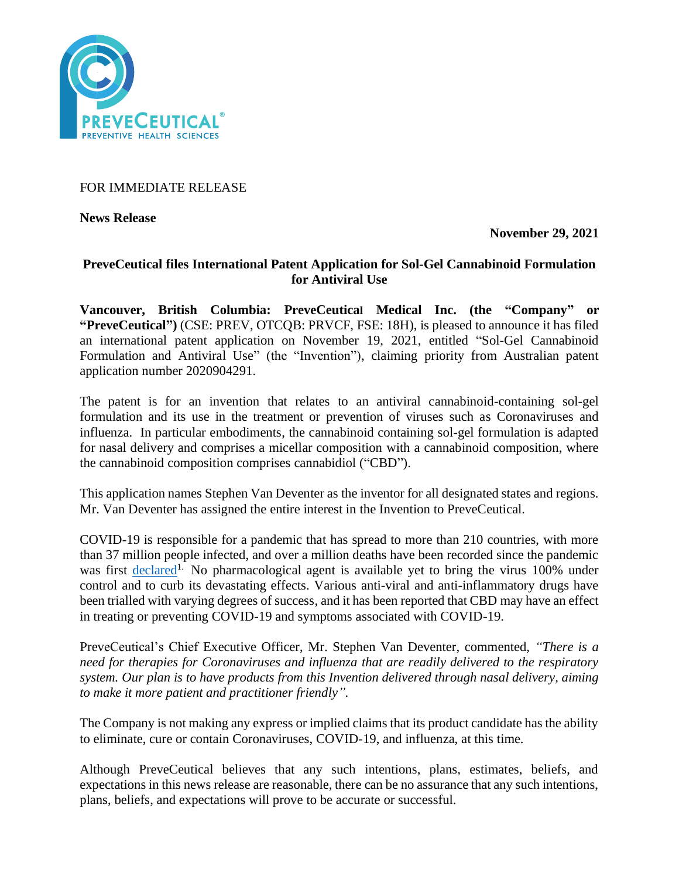FOR IMMEDIATE RELEASE

**News Release**

**November 29, 2021**

## PreveCeutical files International Patent Application for Sol-Gel Cannabinoid Formulation for Antiviral Use

**Vancouver, British Columbia: PreveCeutical Medical Inc. (the "Company" or "PreveCeutical")** (CSE: PREV, OTCQB: PRVCF, FSE: 18H), is pleased to announce it has filed an international patent application on November 19, 2021, entitled "Sol-Gel Cannabinoid Formulation and Antiviral Use" (the "Invention"), claiming priority from Australian patent application number 2020904291.

The patent is for an invention that relates to an antiviral cannabinoid-containing sol-gel formulation and its use in the treatment or prevention of viruses such as Coronaviruses and influenza. In particular embodiments, the cannabinoid containing sol-gel formulation is adapted for nasal delivery and comprises a micellar composition with a cannabinoid composition, where the cannabinoid composition comprises cannabidiol ("CBD").

This application names Stephen Van Deventer as the inventor for all designated states and regions. Mr. Van Deventer has assigned the entire interest in the Invention to PreveCeutical.

COVID-19 is responsible for a pandemic that has spread to more than 210 countries, with more than 37 million people infected, and over a million deaths have been recorded since the pandemic was first declared[1]. No pharmacological agent is available yet to bring the virus 100% under control and to curb its devastating effects. Various anti-viral and anti-inflammatory drugs have been trialled with varying degrees of success, and it has been reported that CBD may have an effect in treating or preventing COVID-19 and symptoms associated with COVID-19.

PreveCeutical's Chief Executive Officer, Mr. Stephen Van Deventer, commented, *"There is a need for therapies for Coronaviruses and influenza that are readily delivered to the respiratory system. Our plan is to have products from this Invention delivered through nasal delivery, aiming to make it more patient and practitioner friendly".*

The Company is not making any express or implied claims that its product candidate has the ability to eliminate, cure or contain Coronaviruses, COVID-19, and influenza, at this time.

Although PreveCeutical believes that any such intentions, plans, estimates, beliefs, and expectations in this news release are reasonable, there can be no assurance that any such intentions, plans, beliefs, and expectations will prove to be accurate or successful.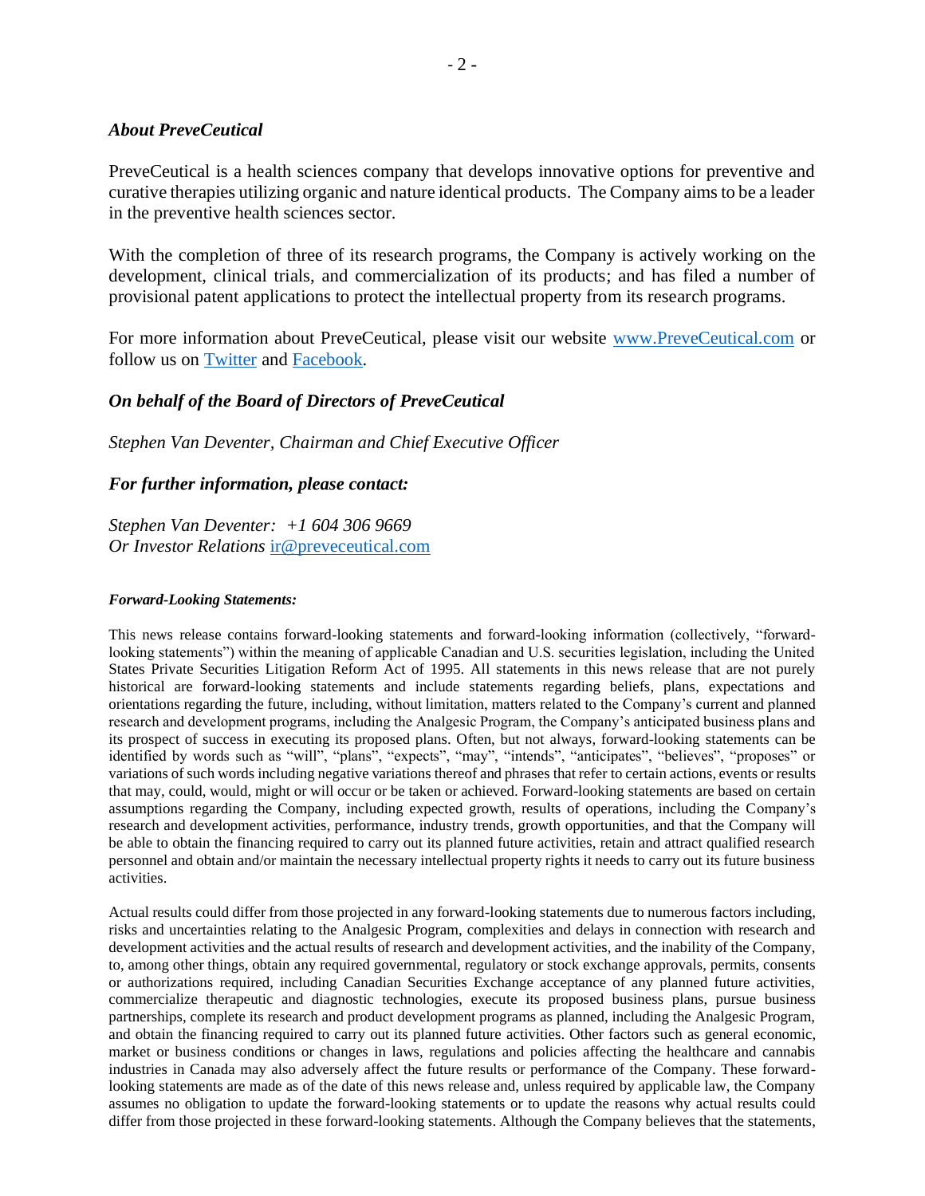### *About PreveCeutical*

PreveCeutical is a health sciences company that develops innovative options for preventive and curative therapies utilizing organic and nature identical products. The Company aims to be a leader in the preventive health sciences sector.

With the completion of three of its research programs, the Company is actively working on the development, clinical trials, and commercialization of its products; and has filed a number of provisional patent applications to protect the intellectual property from its research programs.

For more information about PreveCeutical, please visit our website [www.PreveCeutical.com](http://www.PreveCeutical.com) or follow us on [Twitter]() and [Facebook]().

***On behalf of the Board of Directors of PreveCeutical***

*Stephen Van Deventer, Chairman and Chief Executive Officer*

***For further information, please contact:***

*Stephen Van Deventer: +1 604 306 9669*
*Or Investor Relations* [ir@preveceutical.com](mailto:ir@preveceutical.com)

***Forward-Looking Statements:***

This news release contains forward-looking statements and forward-looking information (collectively, "forward-looking statements") within the meaning of applicable Canadian and U.S. securities legislation, including the United States Private Securities Litigation Reform Act of 1995. All statements in this news release that are not purely historical are forward-looking statements and include statements regarding beliefs, plans, expectations and orientations regarding the future, including, without limitation, matters related to the Company's current and planned research and development programs, including the Analgesic Program, the Company's anticipated business plans and its prospect of success in executing its proposed plans. Often, but not always, forward-looking statements can be identified by words such as "will", "plans", "expects", "may", "intends", "anticipates", "believes", "proposes" or variations of such words including negative variations thereof and phrases that refer to certain actions, events or results that may, could, would, might or will occur or be taken or achieved. Forward-looking statements are based on certain assumptions regarding the Company, including expected growth, results of operations, including the Company's research and development activities, performance, industry trends, growth opportunities, and that the Company will be able to obtain the financing required to carry out its planned future activities, retain and attract qualified research personnel and obtain and/or maintain the necessary intellectual property rights it needs to carry out its future business activities.

Actual results could differ from those projected in any forward-looking statements due to numerous factors including, risks and uncertainties relating to the Analgesic Program, complexities and delays in connection with research and development activities and the actual results of research and development activities, and the inability of the Company, to, among other things, obtain any required governmental, regulatory or stock exchange approvals, permits, consents or authorizations required, including Canadian Securities Exchange acceptance of any planned future activities, commercialize therapeutic and diagnostic technologies, execute its proposed business plans, pursue business partnerships, complete its research and product development programs as planned, including the Analgesic Program, and obtain the financing required to carry out its planned future activities. Other factors such as general economic, market or business conditions or changes in laws, regulations and policies affecting the healthcare and cannabis industries in Canada may also adversely affect the future results or performance of the Company. These forward-looking statements are made as of the date of this news release and, unless required by applicable law, the Company assumes no obligation to update the forward-looking statements or to update the reasons why actual results could differ from those projected in these forward-looking statements. Although the Company believes that the statements,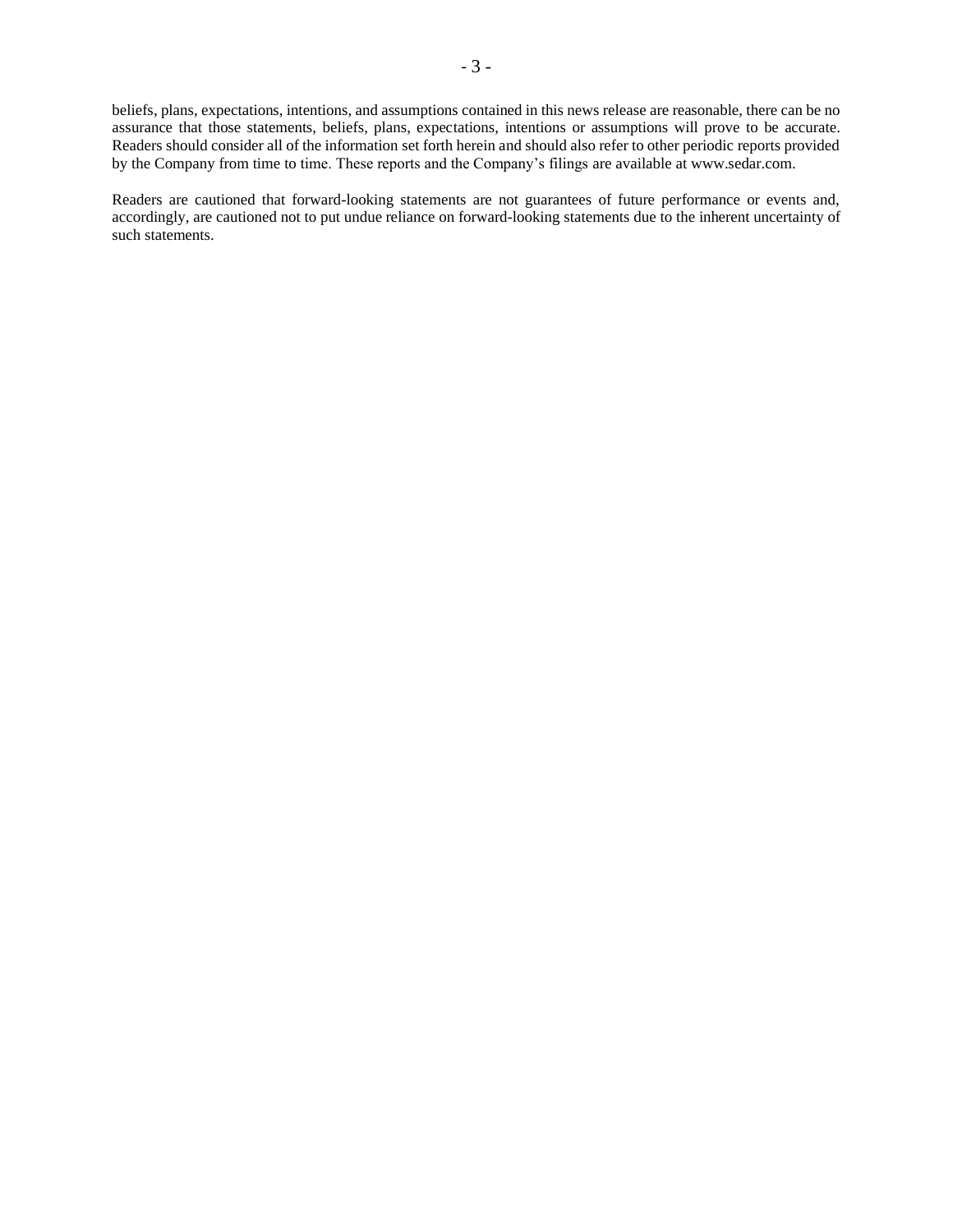beliefs, plans, expectations, intentions, and assumptions contained in this news release are reasonable, there can be no assurance that those statements, beliefs, plans, expectations, intentions or assumptions will prove to be accurate. Readers should consider all of the information set forth herein and should also refer to other periodic reports provided by the Company from time to time. These reports and the Company's filings are available at www.sedar.com.

Readers are cautioned that forward-looking statements are not guarantees of future performance or events and, accordingly, are cautioned not to put undue reliance on forward-looking statements due to the inherent uncertainty of such statements.